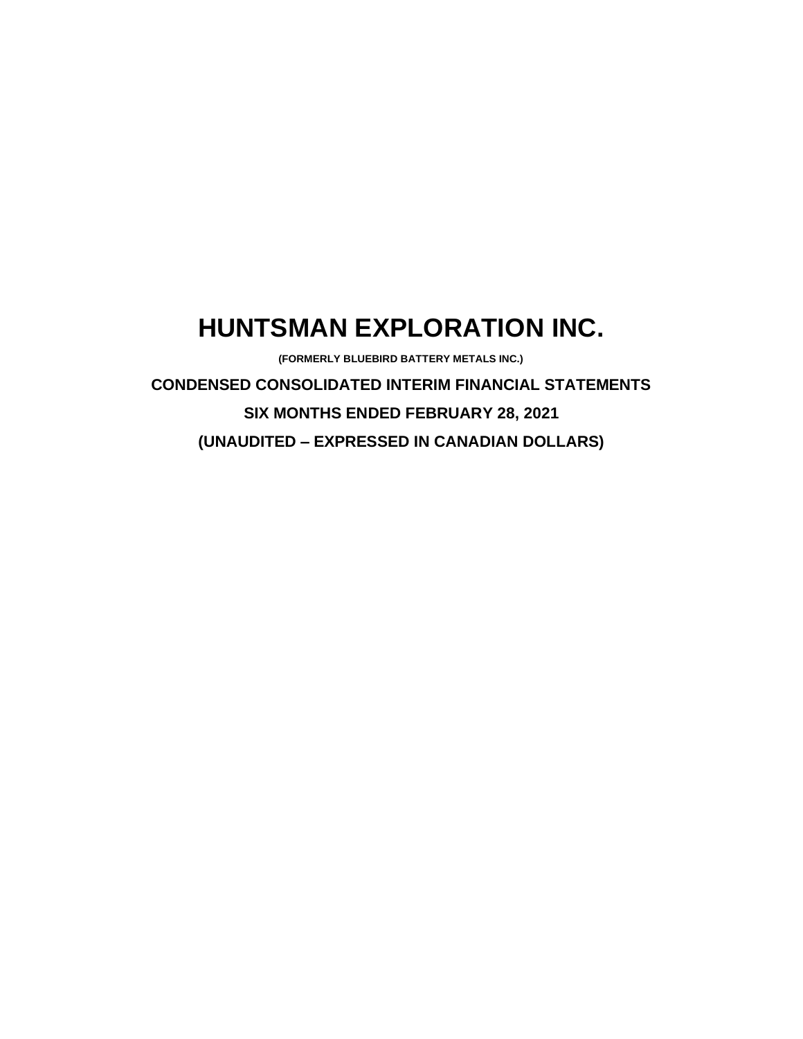# HUNTSMAN EXPLORATION INC.

**(FORMERLY BLUEBIRD BATTERY METALS INC.)**

**CONDENSED CONSOLIDATED INTERIM FINANCIAL STATEMENTS**

**SIX MONTHS ENDED FEBRUARY 28, 2021**

**(UNAUDITED – EXPRESSED IN CANADIAN DOLLARS)**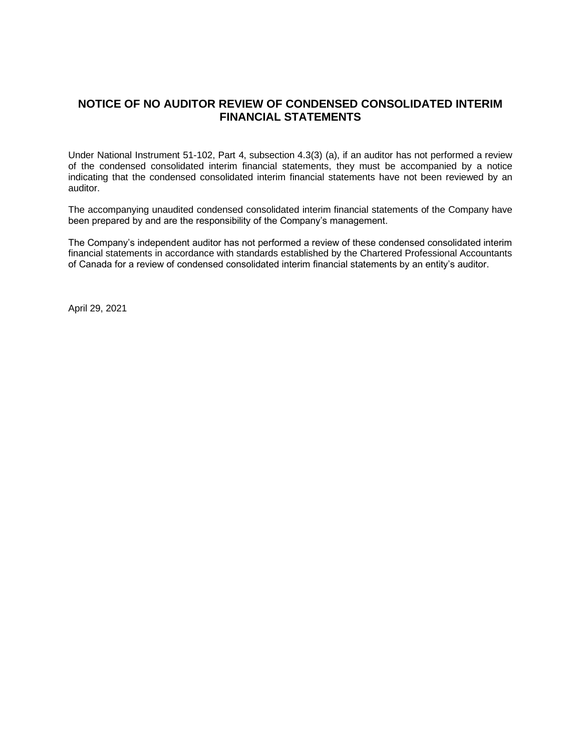# NOTICE OF NO AUDITOR REVIEW OF CONDENSED CONSOLIDATED INTERIM FINANCIAL STATEMENTS

Under National Instrument 51-102, Part 4, subsection 4.3(3) (a), if an auditor has not performed a review of the condensed consolidated interim financial statements, they must be accompanied by a notice indicating that the condensed consolidated interim financial statements have not been reviewed by an auditor.

The accompanying unaudited condensed consolidated interim financial statements of the Company have been prepared by and are the responsibility of the Company's management.

The Company's independent auditor has not performed a review of these condensed consolidated interim financial statements in accordance with standards established by the Chartered Professional Accountants of Canada for a review of condensed consolidated interim financial statements by an entity's auditor.

April 29, 2021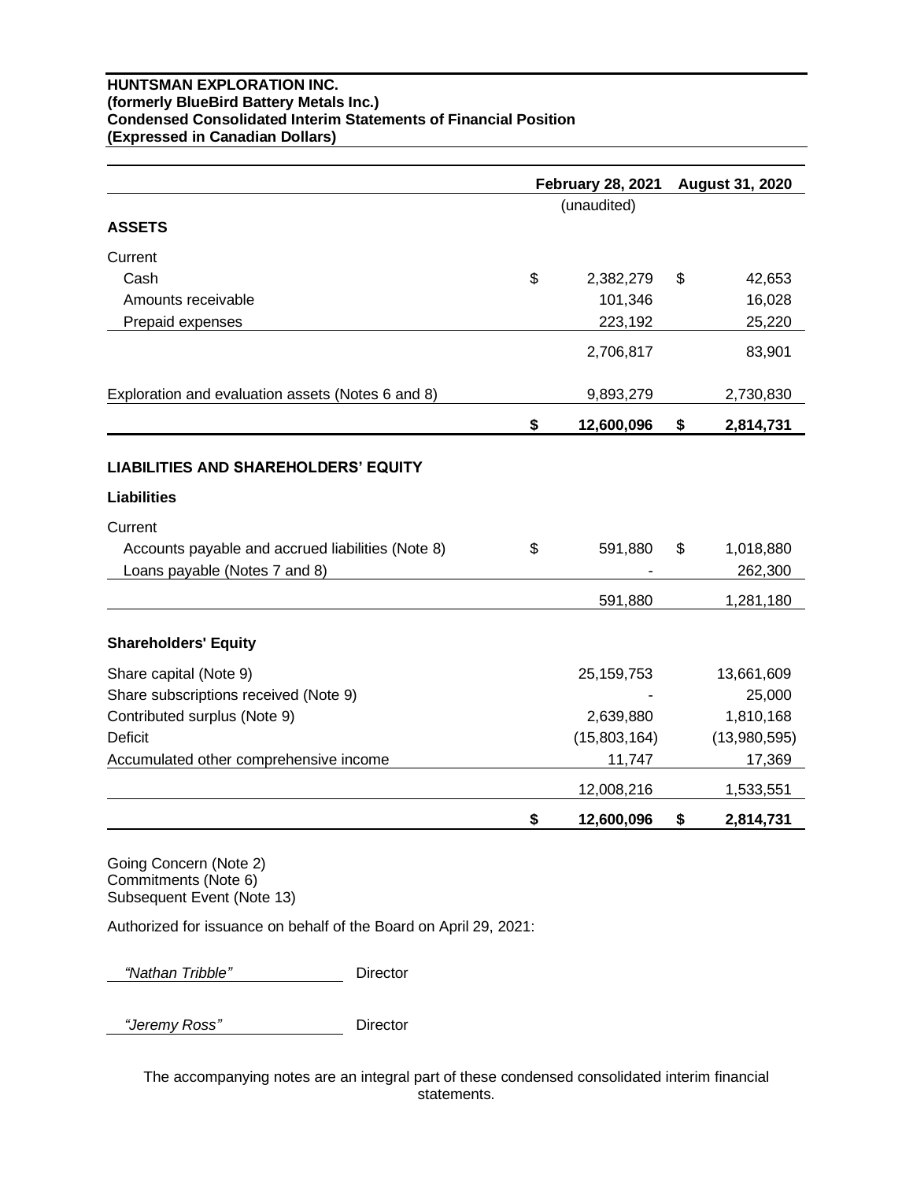**HUNTSMAN EXPLORATION INC.**
**(formerly BlueBird Battery Metals Inc.)**
**Condensed Consolidated Interim Statements of Financial Position**
**(Expressed in Canadian Dollars)**

| | February 28, 2021 | August 31, 2020 |
|---|---|---|
| | (unaudited) | |
| **ASSETS** | | |
| Current | | |
| Cash | $ 2,382,279 | $ 42,653 |
| Amounts receivable | 101,346 | 16,028 |
| Prepaid expenses | 223,192 | 25,220 |
| | 2,706,817 | 83,901 |
| Exploration and evaluation assets (Notes 6 and 8) | 9,893,279 | 2,730,830 |
| | **$ 12,600,096** | **$ 2,814,731** |
| **LIABILITIES AND SHAREHOLDERS' EQUITY** | | |
| **Liabilities** | | |
| Current | | |
| Accounts payable and accrued liabilities (Note 8) | $ 591,880 | $ 1,018,880 |
| Loans payable (Notes 7 and 8) | - | 262,300 |
| | 591,880 | 1,281,180 |
| **Shareholders' Equity** | | |
| Share capital (Note 9) | 25,159,753 | 13,661,609 |
| Share subscriptions received (Note 9) | - | 25,000 |
| Contributed surplus (Note 9) | 2,639,880 | 1,810,168 |
| Deficit | (15,803,164) | (13,980,595) |
| Accumulated other comprehensive income | 11,747 | 17,369 |
| | 12,008,216 | 1,533,551 |
| | **$ 12,600,096** | **$ 2,814,731** |

Going Concern (Note 2)
Commitments (Note 6)
Subsequent Event (Note 13)

Authorized for issuance on behalf of the Board on April 29, 2021:

*"Nathan Tribble"* Director

*"Jeremy Ross"* Director

The accompanying notes are an integral part of these condensed consolidated interim financial statements.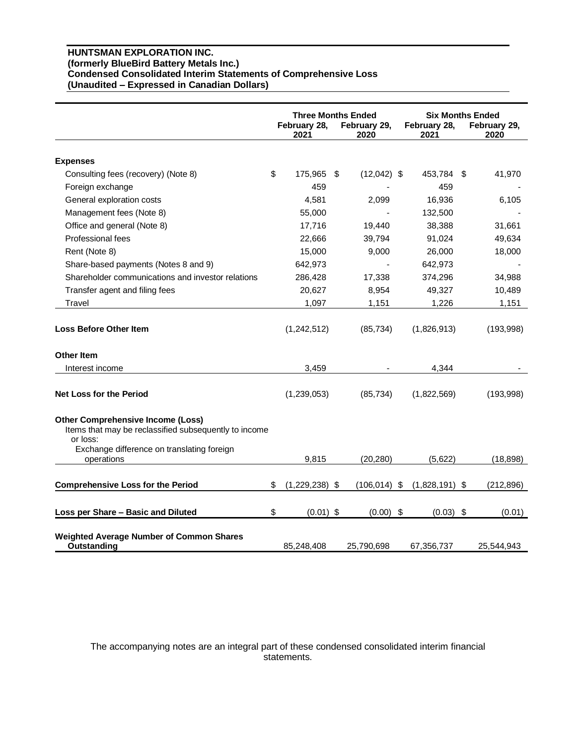**HUNTSMAN EXPLORATION INC.**
**(formerly BlueBird Battery Metals Inc.)**
**Condensed Consolidated Interim Statements of Comprehensive Loss**
**(Unaudited – Expressed in Canadian Dollars)**

| | Three Months Ended | | Six Months Ended | |
|---|---|---|---|---|
| | February 28, 2021 | February 29, 2020 | February 28, 2021 | February 29, 2020 |
| **Expenses** | | | | |
| Consulting fees (recovery) (Note 8) | $ 175,965 | $ (12,042) | $ 453,784 | $ 41,970 |
| Foreign exchange | 459 | - | 459 | - |
| General exploration costs | 4,581 | 2,099 | 16,936 | 6,105 |
| Management fees (Note 8) | 55,000 | - | 132,500 | - |
| Office and general (Note 8) | 17,716 | 19,440 | 38,388 | 31,661 |
| Professional fees | 22,666 | 39,794 | 91,024 | 49,634 |
| Rent (Note 8) | 15,000 | 9,000 | 26,000 | 18,000 |
| Share-based payments (Notes 8 and 9) | 642,973 | - | 642,973 | - |
| Shareholder communications and investor relations | 286,428 | 17,338 | 374,296 | 34,988 |
| Transfer agent and filing fees | 20,627 | 8,954 | 49,327 | 10,489 |
| Travel | 1,097 | 1,151 | 1,226 | 1,151 |
| **Loss Before Other Item** | (1,242,512) | (85,734) | (1,826,913) | (193,998) |
| **Other Item** | | | | |
| Interest income | 3,459 | - | 4,344 | - |
| **Net Loss for the Period** | (1,239,053) | (85,734) | (1,822,569) | (193,998) |
| **Other Comprehensive Income (Loss)** | | | | |
| Items that may be reclassified subsequently to income or loss: | | | | |
| Exchange difference on translating foreign operations | 9,815 | (20,280) | (5,622) | (18,898) |
| **Comprehensive Loss for the Period** | $ (1,229,238) | $ (106,014) | $ (1,828,191) | $ (212,896) |
| **Loss per Share – Basic and Diluted** | $ (0.01) | $ (0.00) | $ (0.03) | $ (0.01) |
| **Weighted Average Number of Common Shares Outstanding** | 85,248,408 | 25,790,698 | 67,356,737 | 25,544,943 |

The accompanying notes are an integral part of these condensed consolidated interim financial statements.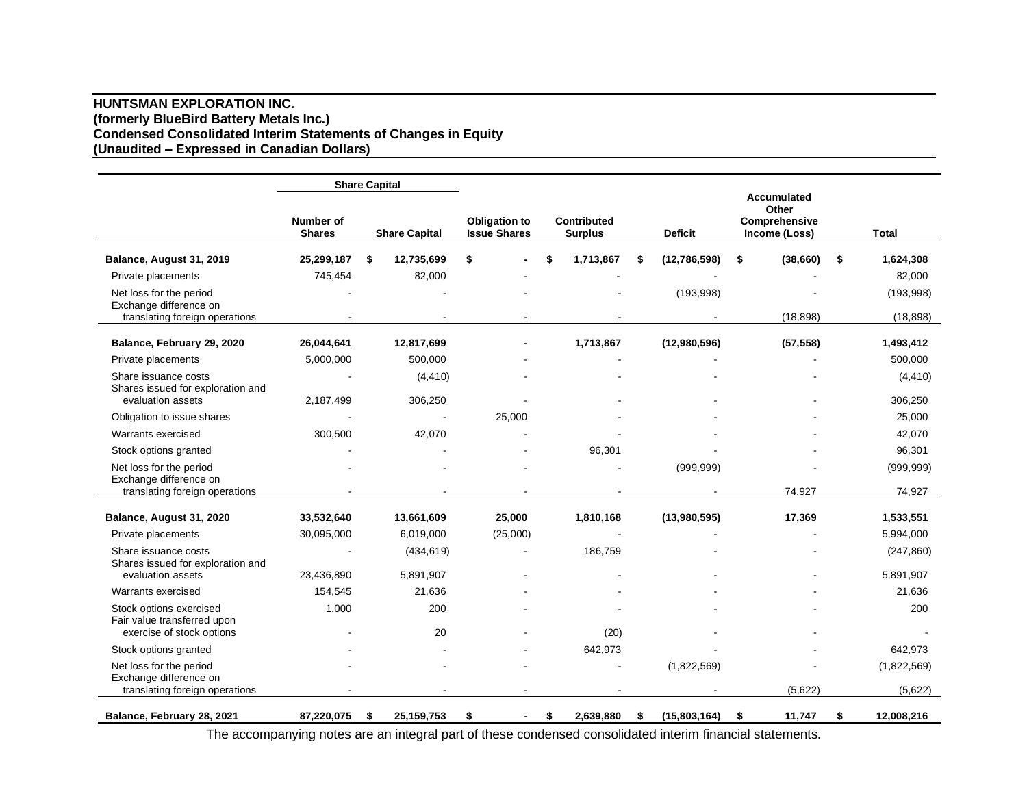**HUNTSMAN EXPLORATION INC.**
**(formerly BlueBird Battery Metals Inc.)**
**Condensed Consolidated Interim Statements of Changes in Equity**
**(Unaudited – Expressed in Canadian Dollars)**

| | Share Capital | | | | | | |
|---|---|---|---|---|---|---|---|
| | Number of Shares | Share Capital | Obligation to Issue Shares | Contributed Surplus | Deficit | Accumulated Other Comprehensive Income (Loss) | Total |
| **Balance, August 31, 2019** | **25,299,187** | **$ 12,735,699** | **$ -** | **$ 1,713,867** | **$ (12,786,598)** | **$ (38,660)** | **$ 1,624,308** |
| Private placements | 745,454 | 82,000 | - | - | - | - | 82,000 |
| Net loss for the period | - | - | - | - | (193,998) | - | (193,998) |
| Exchange difference on translating foreign operations | - | - | - | - | - | (18,898) | (18,898) |
| **Balance, February 29, 2020** | **26,044,641** | **12,817,699** | **-** | **1,713,867** | **(12,980,596)** | **(57,558)** | **1,493,412** |
| Private placements | 5,000,000 | 500,000 | - | - | - | - | 500,000 |
| Share issuance costs | - | (4,410) | - | - | - | - | (4,410) |
| Shares issued for exploration and evaluation assets | 2,187,499 | 306,250 | - | - | - | - | 306,250 |
| Obligation to issue shares | - | - | 25,000 | - | - | - | 25,000 |
| Warrants exercised | 300,500 | 42,070 | - | - | - | - | 42,070 |
| Stock options granted | - | - | - | 96,301 | - | - | 96,301 |
| Net loss for the period | - | - | - | - | (999,999) | - | (999,999) |
| Exchange difference on translating foreign operations | - | - | - | - | - | 74,927 | 74,927 |
| **Balance, August 31, 2020** | **33,532,640** | **13,661,609** | **25,000** | **1,810,168** | **(13,980,595)** | **17,369** | **1,533,551** |
| Private placements | 30,095,000 | 6,019,000 | (25,000) | - | - | - | 5,994,000 |
| Share issuance costs | - | (434,619) | - | 186,759 | - | - | (247,860) |
| Shares issued for exploration and evaluation assets | 23,436,890 | 5,891,907 | - | - | - | - | 5,891,907 |
| Warrants exercised | 154,545 | 21,636 | - | - | - | - | 21,636 |
| Stock options exercised | 1,000 | 200 | - | - | - | - | 200 |
| Fair value transferred upon exercise of stock options | - | 20 | - | (20) | - | - | - |
| Stock options granted | - | - | - | 642,973 | - | - | 642,973 |
| Net loss for the period | - | - | - | - | (1,822,569) | - | (1,822,569) |
| Exchange difference on translating foreign operations | - | - | - | - | - | (5,622) | (5,622) |
| **Balance, February 28, 2021** | **87,220,075** | **$ 25,159,753** | **$ -** | **$ 2,639,880** | **$ (15,803,164)** | **$ 11,747** | **$ 12,008,216** |

The accompanying notes are an integral part of these condensed consolidated interim financial statements.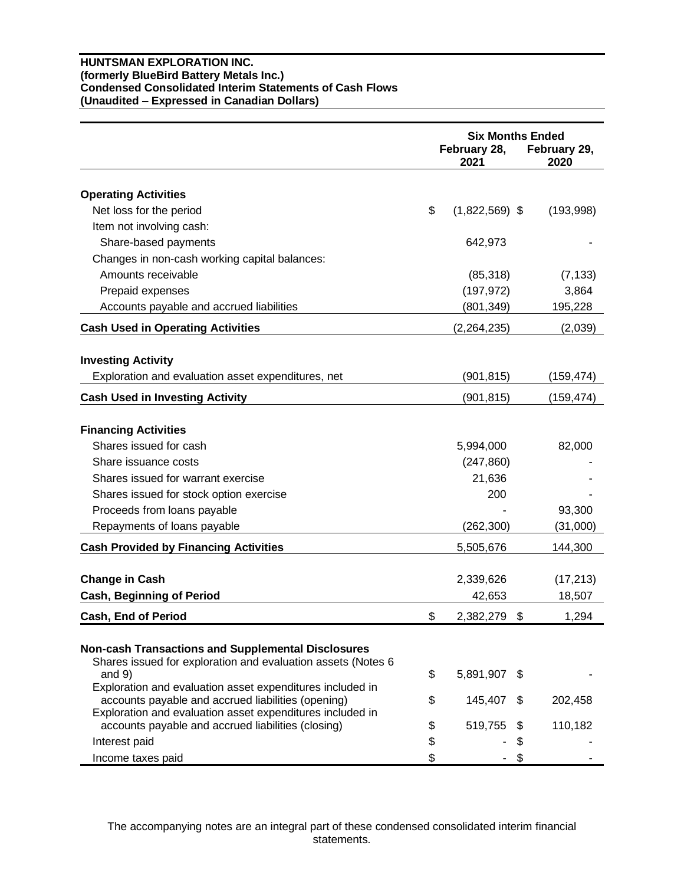**HUNTSMAN EXPLORATION INC.**
**(formerly BlueBird Battery Metals Inc.)**
**Condensed Consolidated Interim Statements of Cash Flows**
**(Unaudited – Expressed in Canadian Dollars)**

| | Six Months Ended | |
|---|---|---|
| | February 28, 2021 | February 29, 2020 |
| **Operating Activities** | | |
| Net loss for the period | $ (1,822,569) | $ (193,998) |
| Item not involving cash: | | |
| Share-based payments | 642,973 | - |
| Changes in non-cash working capital balances: | | |
| Amounts receivable | (85,318) | (7,133) |
| Prepaid expenses | (197,972) | 3,864 |
| Accounts payable and accrued liabilities | (801,349) | 195,228 |
| **Cash Used in Operating Activities** | (2,264,235) | (2,039) |
| **Investing Activity** | | |
| Exploration and evaluation asset expenditures, net | (901,815) | (159,474) |
| **Cash Used in Investing Activity** | (901,815) | (159,474) |
| **Financing Activities** | | |
| Shares issued for cash | 5,994,000 | 82,000 |
| Share issuance costs | (247,860) | - |
| Shares issued for warrant exercise | 21,636 | - |
| Shares issued for stock option exercise | 200 | - |
| Proceeds from loans payable | - | 93,300 |
| Repayments of loans payable | (262,300) | (31,000) |
| **Cash Provided by Financing Activities** | 5,505,676 | 144,300 |
| **Change in Cash** | 2,339,626 | (17,213) |
| **Cash, Beginning of Period** | 42,653 | 18,507 |
| **Cash, End of Period** | $ 2,382,279 | $ 1,294 |
| **Non-cash Transactions and Supplemental Disclosures** | | |
| Shares issued for exploration and evaluation assets (Notes 6 and 9) | $ 5,891,907 | $ - |
| Exploration and evaluation asset expenditures included in accounts payable and accrued liabilities (opening) | $ 145,407 | $ 202,458 |
| Exploration and evaluation asset expenditures included in accounts payable and accrued liabilities (closing) | $ 519,755 | $ 110,182 |
| Interest paid | $ - | $ - |
| Income taxes paid | $ - | $ - |

The accompanying notes are an integral part of these condensed consolidated interim financial statements.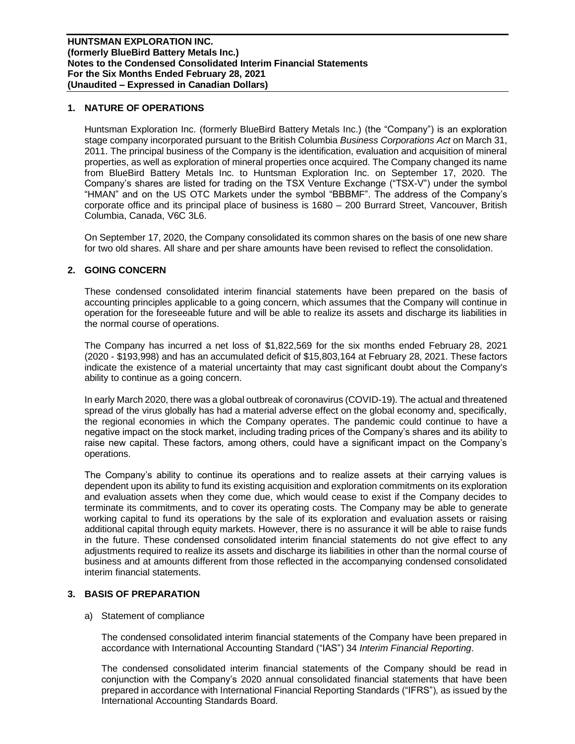## 1. NATURE OF OPERATIONS

Huntsman Exploration Inc. (formerly BlueBird Battery Metals Inc.) (the "Company") is an exploration stage company incorporated pursuant to the British Columbia *Business Corporations Act* on March 31, 2011. The principal business of the Company is the identification, evaluation and acquisition of mineral properties, as well as exploration of mineral properties once acquired. The Company changed its name from BlueBird Battery Metals Inc. to Huntsman Exploration Inc. on September 17, 2020. The Company's shares are listed for trading on the TSX Venture Exchange ("TSX-V") under the symbol "HMAN" and on the US OTC Markets under the symbol "BBBMF". The address of the Company's corporate office and its principal place of business is 1680 – 200 Burrard Street, Vancouver, British Columbia, Canada, V6C 3L6.

On September 17, 2020, the Company consolidated its common shares on the basis of one new share for two old shares. All share and per share amounts have been revised to reflect the consolidation.

## 2. GOING CONCERN

These condensed consolidated interim financial statements have been prepared on the basis of accounting principles applicable to a going concern, which assumes that the Company will continue in operation for the foreseeable future and will be able to realize its assets and discharge its liabilities in the normal course of operations.

The Company has incurred a net loss of $1,822,569 for the six months ended February 28, 2021 (2020 - $193,998) and has an accumulated deficit of $15,803,164 at February 28, 2021. These factors indicate the existence of a material uncertainty that may cast significant doubt about the Company's ability to continue as a going concern.

In early March 2020, there was a global outbreak of coronavirus (COVID-19). The actual and threatened spread of the virus globally has had a material adverse effect on the global economy and, specifically, the regional economies in which the Company operates. The pandemic could continue to have a negative impact on the stock market, including trading prices of the Company's shares and its ability to raise new capital. These factors, among others, could have a significant impact on the Company's operations.

The Company's ability to continue its operations and to realize assets at their carrying values is dependent upon its ability to fund its existing acquisition and exploration commitments on its exploration and evaluation assets when they come due, which would cease to exist if the Company decides to terminate its commitments, and to cover its operating costs. The Company may be able to generate working capital to fund its operations by the sale of its exploration and evaluation assets or raising additional capital through equity markets. However, there is no assurance it will be able to raise funds in the future. These condensed consolidated interim financial statements do not give effect to any adjustments required to realize its assets and discharge its liabilities in other than the normal course of business and at amounts different from those reflected in the accompanying condensed consolidated interim financial statements.

## 3. BASIS OF PREPARATION

a) Statement of compliance

The condensed consolidated interim financial statements of the Company have been prepared in accordance with International Accounting Standard ("IAS") 34 *Interim Financial Reporting*.

The condensed consolidated interim financial statements of the Company should be read in conjunction with the Company's 2020 annual consolidated financial statements that have been prepared in accordance with International Financial Reporting Standards ("IFRS"), as issued by the International Accounting Standards Board.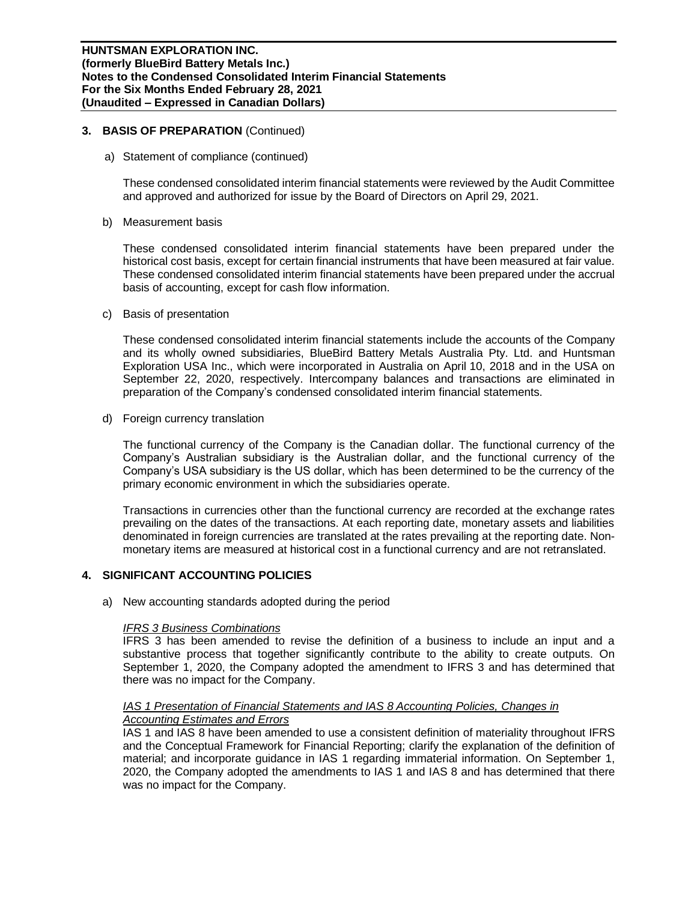## 3. BASIS OF PREPARATION (Continued)

a) Statement of compliance (continued)

These condensed consolidated interim financial statements were reviewed by the Audit Committee and approved and authorized for issue by the Board of Directors on April 29, 2021.

b) Measurement basis

These condensed consolidated interim financial statements have been prepared under the historical cost basis, except for certain financial instruments that have been measured at fair value. These condensed consolidated interim financial statements have been prepared under the accrual basis of accounting, except for cash flow information.

c) Basis of presentation

These condensed consolidated interim financial statements include the accounts of the Company and its wholly owned subsidiaries, BlueBird Battery Metals Australia Pty. Ltd. and Huntsman Exploration USA Inc., which were incorporated in Australia on April 10, 2018 and in the USA on September 22, 2020, respectively. Intercompany balances and transactions are eliminated in preparation of the Company's condensed consolidated interim financial statements.

d) Foreign currency translation

The functional currency of the Company is the Canadian dollar. The functional currency of the Company's Australian subsidiary is the Australian dollar, and the functional currency of the Company's USA subsidiary is the US dollar, which has been determined to be the currency of the primary economic environment in which the subsidiaries operate.

Transactions in currencies other than the functional currency are recorded at the exchange rates prevailing on the dates of the transactions. At each reporting date, monetary assets and liabilities denominated in foreign currencies are translated at the rates prevailing at the reporting date. Non-monetary items are measured at historical cost in a functional currency and are not retranslated.

## 4. SIGNIFICANT ACCOUNTING POLICIES

a) New accounting standards adopted during the period

*IFRS 3 Business Combinations*

IFRS 3 has been amended to revise the definition of a business to include an input and a substantive process that together significantly contribute to the ability to create outputs. On September 1, 2020, the Company adopted the amendment to IFRS 3 and has determined that there was no impact for the Company.

*IAS 1 Presentation of Financial Statements and IAS 8 Accounting Policies, Changes in Accounting Estimates and Errors*

IAS 1 and IAS 8 have been amended to use a consistent definition of materiality throughout IFRS and the Conceptual Framework for Financial Reporting; clarify the explanation of the definition of material; and incorporate guidance in IAS 1 regarding immaterial information. On September 1, 2020, the Company adopted the amendments to IAS 1 and IAS 8 and has determined that there was no impact for the Company.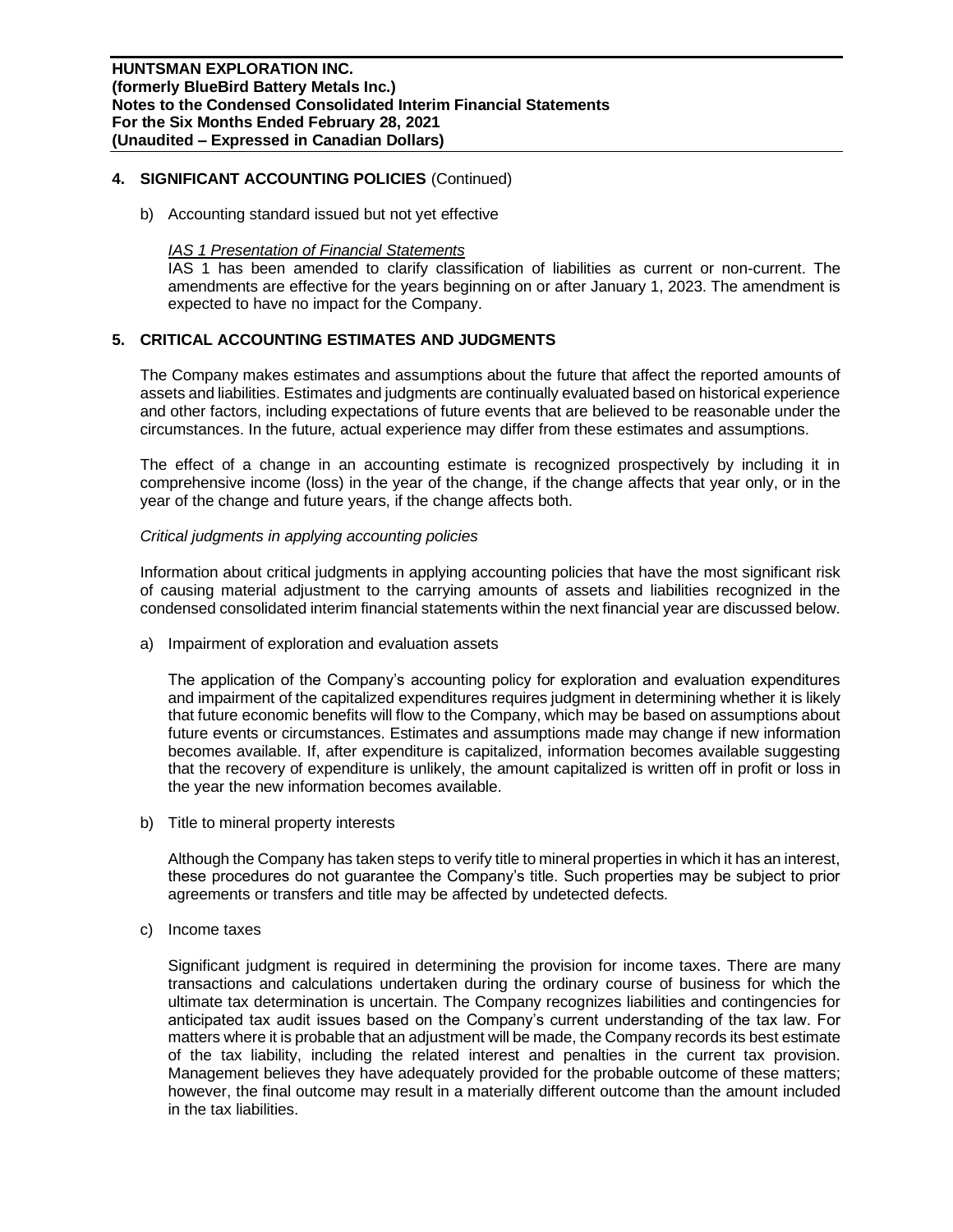## 4. SIGNIFICANT ACCOUNTING POLICIES (Continued)

b) Accounting standard issued but not yet effective

*IAS 1 Presentation of Financial Statements*

IAS 1 has been amended to clarify classification of liabilities as current or non-current. The amendments are effective for the years beginning on or after January 1, 2023. The amendment is expected to have no impact for the Company.

## 5. CRITICAL ACCOUNTING ESTIMATES AND JUDGMENTS

The Company makes estimates and assumptions about the future that affect the reported amounts of assets and liabilities. Estimates and judgments are continually evaluated based on historical experience and other factors, including expectations of future events that are believed to be reasonable under the circumstances. In the future, actual experience may differ from these estimates and assumptions.

The effect of a change in an accounting estimate is recognized prospectively by including it in comprehensive income (loss) in the year of the change, if the change affects that year only, or in the year of the change and future years, if the change affects both.

*Critical judgments in applying accounting policies*

Information about critical judgments in applying accounting policies that have the most significant risk of causing material adjustment to the carrying amounts of assets and liabilities recognized in the condensed consolidated interim financial statements within the next financial year are discussed below.

a) Impairment of exploration and evaluation assets

The application of the Company's accounting policy for exploration and evaluation expenditures and impairment of the capitalized expenditures requires judgment in determining whether it is likely that future economic benefits will flow to the Company, which may be based on assumptions about future events or circumstances. Estimates and assumptions made may change if new information becomes available. If, after expenditure is capitalized, information becomes available suggesting that the recovery of expenditure is unlikely, the amount capitalized is written off in profit or loss in the year the new information becomes available.

b) Title to mineral property interests

Although the Company has taken steps to verify title to mineral properties in which it has an interest, these procedures do not guarantee the Company's title. Such properties may be subject to prior agreements or transfers and title may be affected by undetected defects.

c) Income taxes

Significant judgment is required in determining the provision for income taxes. There are many transactions and calculations undertaken during the ordinary course of business for which the ultimate tax determination is uncertain. The Company recognizes liabilities and contingencies for anticipated tax audit issues based on the Company's current understanding of the tax law. For matters where it is probable that an adjustment will be made, the Company records its best estimate of the tax liability, including the related interest and penalties in the current tax provision. Management believes they have adequately provided for the probable outcome of these matters; however, the final outcome may result in a materially different outcome than the amount included in the tax liabilities.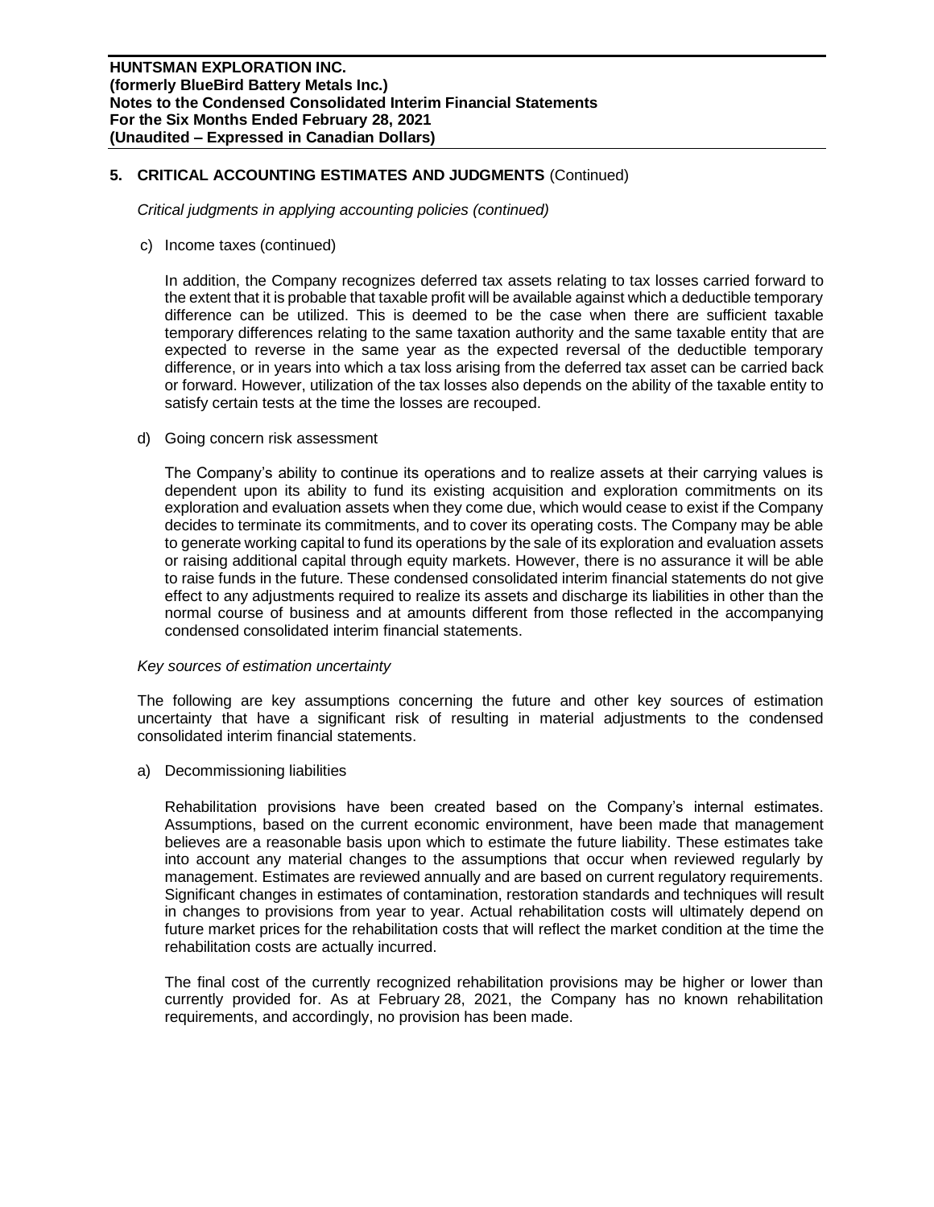## 5. CRITICAL ACCOUNTING ESTIMATES AND JUDGMENTS (Continued)

*Critical judgments in applying accounting policies (continued)*

c) Income taxes (continued)

In addition, the Company recognizes deferred tax assets relating to tax losses carried forward to the extent that it is probable that taxable profit will be available against which a deductible temporary difference can be utilized. This is deemed to be the case when there are sufficient taxable temporary differences relating to the same taxation authority and the same taxable entity that are expected to reverse in the same year as the expected reversal of the deductible temporary difference, or in years into which a tax loss arising from the deferred tax asset can be carried back or forward. However, utilization of the tax losses also depends on the ability of the taxable entity to satisfy certain tests at the time the losses are recouped.

d) Going concern risk assessment

The Company's ability to continue its operations and to realize assets at their carrying values is dependent upon its ability to fund its existing acquisition and exploration commitments on its exploration and evaluation assets when they come due, which would cease to exist if the Company decides to terminate its commitments, and to cover its operating costs. The Company may be able to generate working capital to fund its operations by the sale of its exploration and evaluation assets or raising additional capital through equity markets. However, there is no assurance it will be able to raise funds in the future. These condensed consolidated interim financial statements do not give effect to any adjustments required to realize its assets and discharge its liabilities in other than the normal course of business and at amounts different from those reflected in the accompanying condensed consolidated interim financial statements.

*Key sources of estimation uncertainty*

The following are key assumptions concerning the future and other key sources of estimation uncertainty that have a significant risk of resulting in material adjustments to the condensed consolidated interim financial statements.

a) Decommissioning liabilities

Rehabilitation provisions have been created based on the Company's internal estimates. Assumptions, based on the current economic environment, have been made that management believes are a reasonable basis upon which to estimate the future liability. These estimates take into account any material changes to the assumptions that occur when reviewed regularly by management. Estimates are reviewed annually and are based on current regulatory requirements. Significant changes in estimates of contamination, restoration standards and techniques will result in changes to provisions from year to year. Actual rehabilitation costs will ultimately depend on future market prices for the rehabilitation costs that will reflect the market condition at the time the rehabilitation costs are actually incurred.

The final cost of the currently recognized rehabilitation provisions may be higher or lower than currently provided for. As at February 28, 2021, the Company has no known rehabilitation requirements, and accordingly, no provision has been made.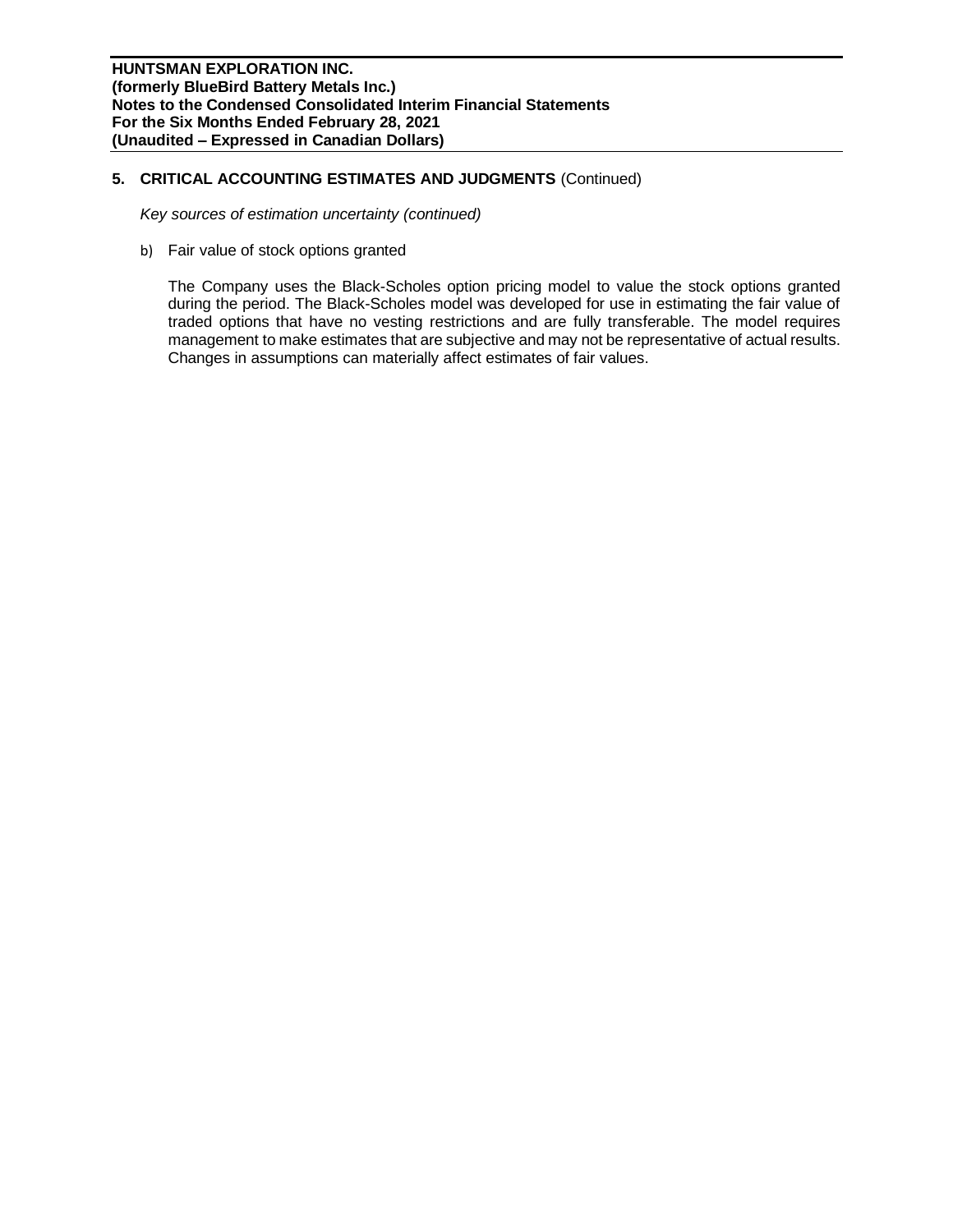## 5. CRITICAL ACCOUNTING ESTIMATES AND JUDGMENTS (Continued)

*Key sources of estimation uncertainty (continued)*

b) Fair value of stock options granted

The Company uses the Black-Scholes option pricing model to value the stock options granted during the period. The Black-Scholes model was developed for use in estimating the fair value of traded options that have no vesting restrictions and are fully transferable. The model requires management to make estimates that are subjective and may not be representative of actual results. Changes in assumptions can materially affect estimates of fair values.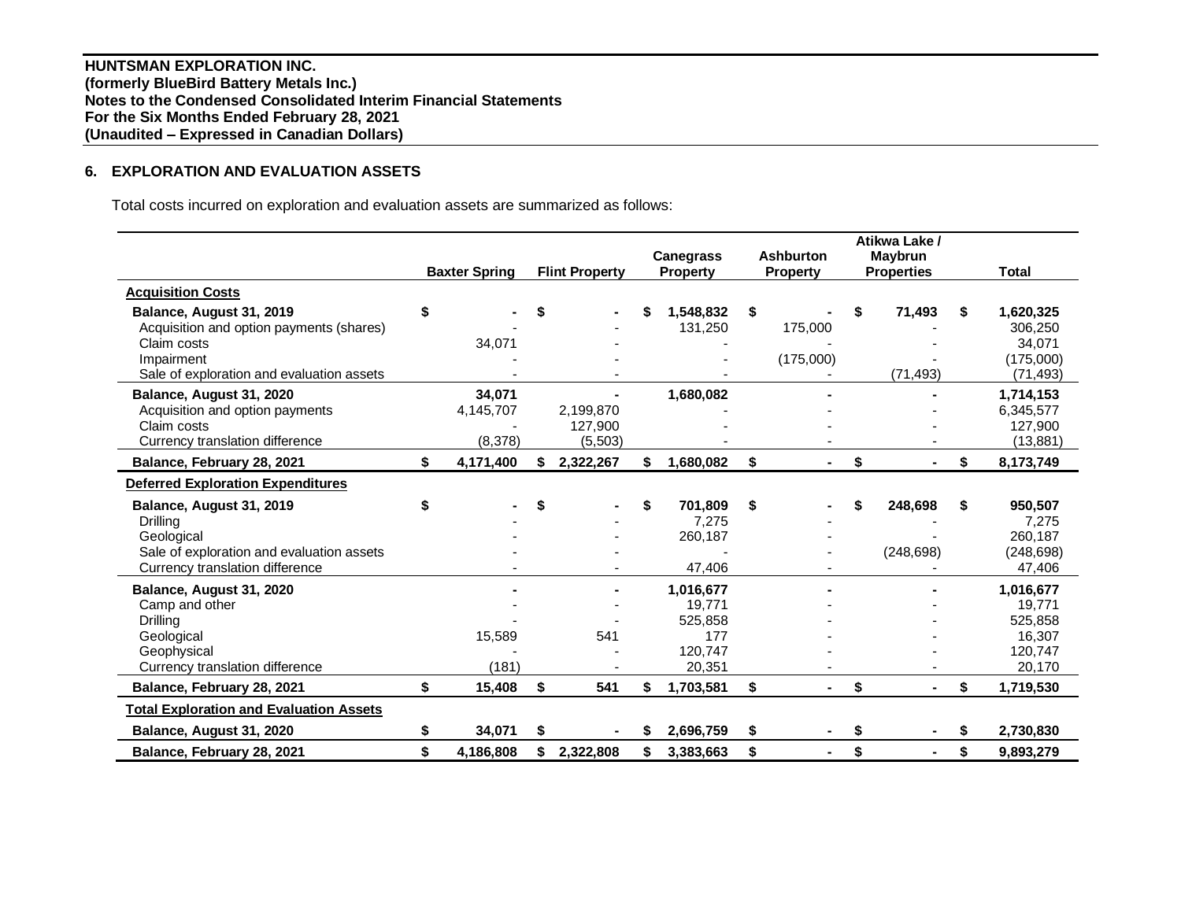**HUNTSMAN EXPLORATION INC.**
**(formerly BlueBird Battery Metals Inc.)**
**Notes to the Condensed Consolidated Interim Financial Statements**
**For the Six Months Ended February 28, 2021**
**(Unaudited – Expressed in Canadian Dollars)**

## 6. EXPLORATION AND EVALUATION ASSETS

Total costs incurred on exploration and evaluation assets are summarized as follows:

| | Baxter Spring | Flint Property | Canegrass Property | Ashburton Property | Atikwa Lake / Maybrun Properties | Total |
|---|---|---|---|---|---|---|
| **Acquisition Costs** | | | | | | |
| **Balance, August 31, 2019** | $ - | $ - | $ 1,548,832 | $ - | $ 71,493 | $ 1,620,325 |
| Acquisition and option payments (shares) | - | - | 131,250 | 175,000 | - | 306,250 |
| Claim costs | 34,071 | - | - | - | - | 34,071 |
| Impairment | - | - | - | (175,000) | - | (175,000) |
| Sale of exploration and evaluation assets | - | - | - | - | (71,493) | (71,493) |
| **Balance, August 31, 2020** | 34,071 | - | 1,680,082 | - | - | 1,714,153 |
| Acquisition and option payments | 4,145,707 | 2,199,870 | - | - | - | 6,345,577 |
| Claim costs | - | 127,900 | - | - | - | 127,900 |
| Currency translation difference | (8,378) | (5,503) | - | - | - | (13,881) |
| **Balance, February 28, 2021** | $ 4,171,400 | $ 2,322,267 | $ 1,680,082 | $ - | $ - | $ 8,173,749 |
| **Deferred Exploration Expenditures** | | | | | | |
| **Balance, August 31, 2019** | $ - | $ - | $ 701,809 | $ - | $ 248,698 | $ 950,507 |
| Drilling | - | - | 7,275 | - | - | 7,275 |
| Geological | - | - | 260,187 | - | - | 260,187 |
| Sale of exploration and evaluation assets | - | - | - | - | (248,698) | (248,698) |
| Currency translation difference | - | - | 47,406 | - | - | 47,406 |
| **Balance, August 31, 2020** | - | - | 1,016,677 | - | - | 1,016,677 |
| Camp and other | - | - | 19,771 | - | - | 19,771 |
| Drilling | - | - | 525,858 | - | - | 525,858 |
| Geological | 15,589 | 541 | 177 | - | - | 16,307 |
| Geophysical | - | - | 120,747 | - | - | 120,747 |
| Currency translation difference | (181) | - | 20,351 | - | - | 20,170 |
| **Balance, February 28, 2021** | $ 15,408 | $ 541 | $ 1,703,581 | $ - | $ - | $ 1,719,530 |
| **Total Exploration and Evaluation Assets** | | | | | | |
| **Balance, August 31, 2020** | $ 34,071 | $ - | $ 2,696,759 | $ - | $ - | $ 2,730,830 |
| **Balance, February 28, 2021** | $ 4,186,808 | $ 2,322,808 | $ 3,383,663 | $ - | $ - | $ 9,893,279 |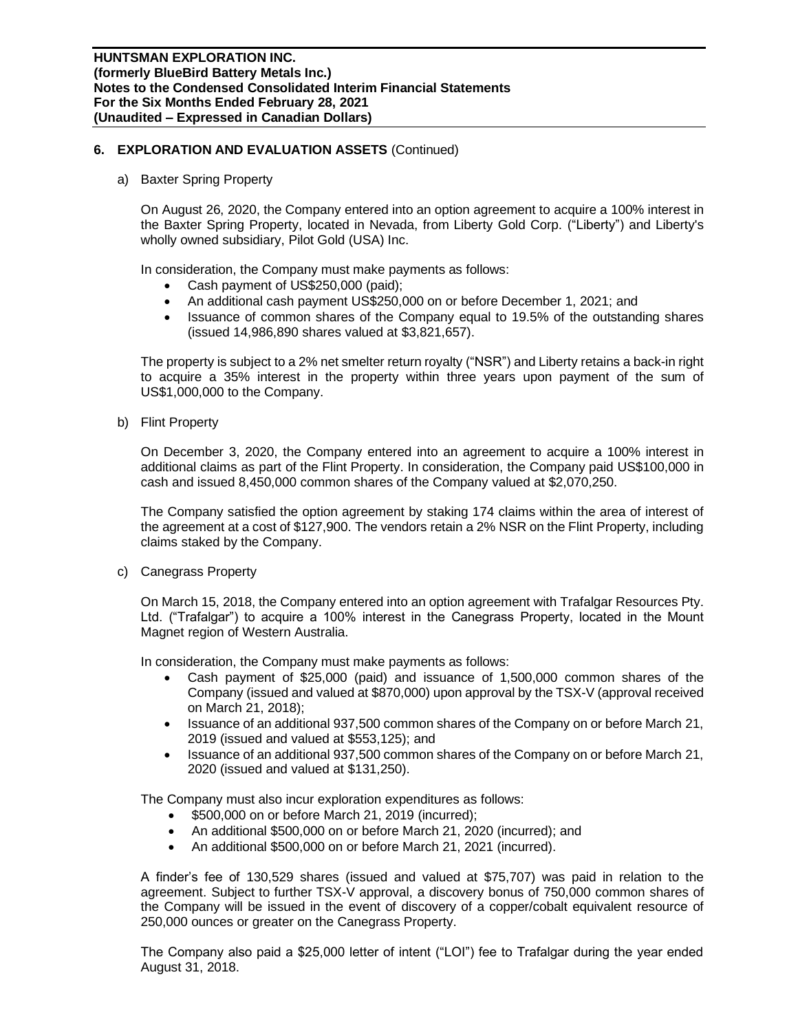## 6. EXPLORATION AND EVALUATION ASSETS (Continued)

a) Baxter Spring Property

On August 26, 2020, the Company entered into an option agreement to acquire a 100% interest in the Baxter Spring Property, located in Nevada, from Liberty Gold Corp. ("Liberty") and Liberty's wholly owned subsidiary, Pilot Gold (USA) Inc.

In consideration, the Company must make payments as follows:

- Cash payment of US$250,000 (paid);
- An additional cash payment US$250,000 on or before December 1, 2021; and
- Issuance of common shares of the Company equal to 19.5% of the outstanding shares (issued 14,986,890 shares valued at $3,821,657).

The property is subject to a 2% net smelter return royalty ("NSR") and Liberty retains a back-in right to acquire a 35% interest in the property within three years upon payment of the sum of US$1,000,000 to the Company.

b) Flint Property

On December 3, 2020, the Company entered into an agreement to acquire a 100% interest in additional claims as part of the Flint Property. In consideration, the Company paid US$100,000 in cash and issued 8,450,000 common shares of the Company valued at $2,070,250.

The Company satisfied the option agreement by staking 174 claims within the area of interest of the agreement at a cost of $127,900. The vendors retain a 2% NSR on the Flint Property, including claims staked by the Company.

c) Canegrass Property

On March 15, 2018, the Company entered into an option agreement with Trafalgar Resources Pty. Ltd. ("Trafalgar") to acquire a 100% interest in the Canegrass Property, located in the Mount Magnet region of Western Australia.

In consideration, the Company must make payments as follows:

- Cash payment of $25,000 (paid) and issuance of 1,500,000 common shares of the Company (issued and valued at $870,000) upon approval by the TSX-V (approval received on March 21, 2018);
- Issuance of an additional 937,500 common shares of the Company on or before March 21, 2019 (issued and valued at $553,125); and
- Issuance of an additional 937,500 common shares of the Company on or before March 21, 2020 (issued and valued at $131,250).

The Company must also incur exploration expenditures as follows:

- $500,000 on or before March 21, 2019 (incurred);
- An additional $500,000 on or before March 21, 2020 (incurred); and
- An additional $500,000 on or before March 21, 2021 (incurred).

A finder's fee of 130,529 shares (issued and valued at $75,707) was paid in relation to the agreement. Subject to further TSX-V approval, a discovery bonus of 750,000 common shares of the Company will be issued in the event of discovery of a copper/cobalt equivalent resource of 250,000 ounces or greater on the Canegrass Property.

The Company also paid a $25,000 letter of intent ("LOI") fee to Trafalgar during the year ended August 31, 2018.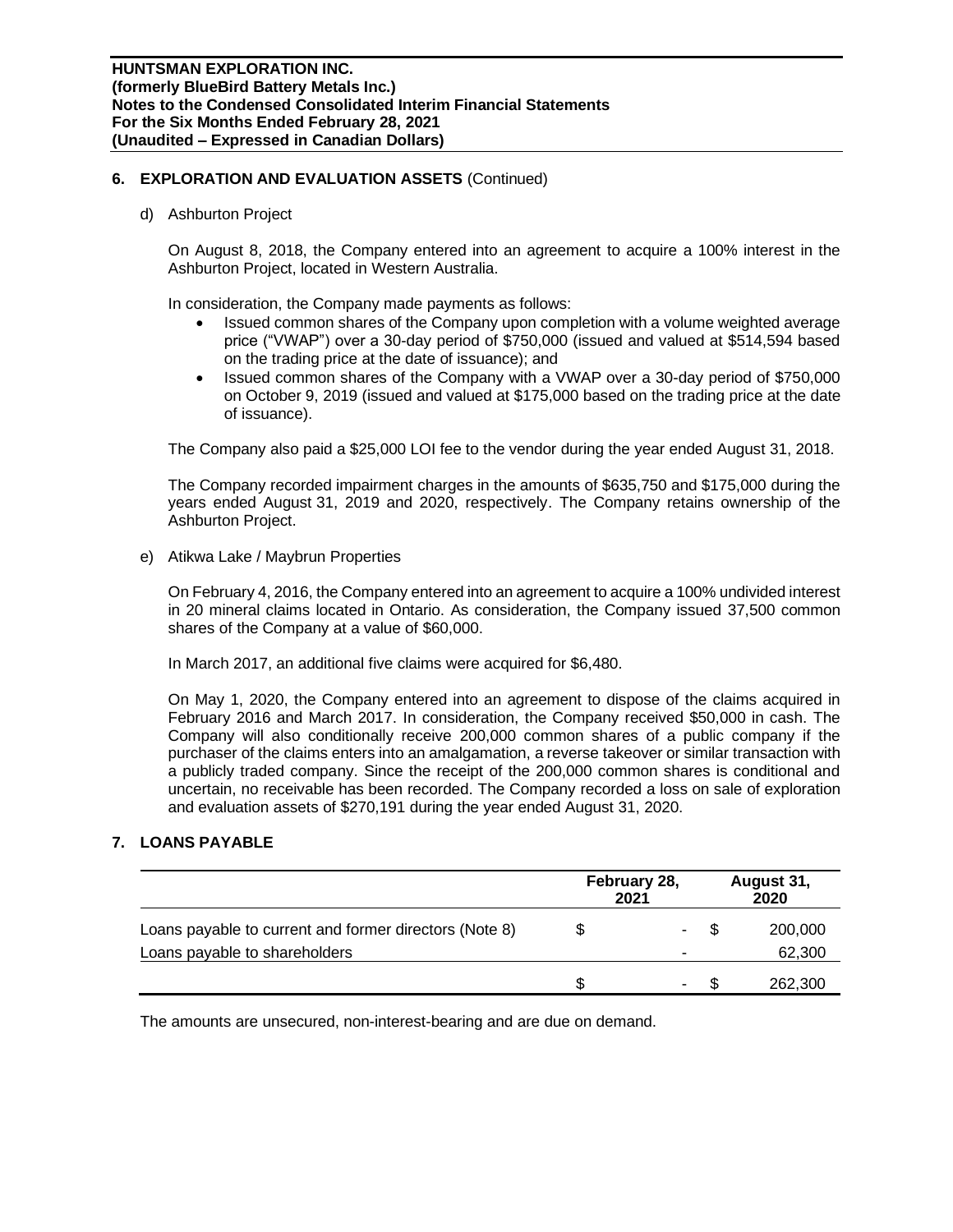## 6. EXPLORATION AND EVALUATION ASSETS (Continued)

d) Ashburton Project

On August 8, 2018, the Company entered into an agreement to acquire a 100% interest in the Ashburton Project, located in Western Australia.

In consideration, the Company made payments as follows:

- Issued common shares of the Company upon completion with a volume weighted average price ("VWAP") over a 30-day period of $750,000 (issued and valued at $514,594 based on the trading price at the date of issuance); and
- Issued common shares of the Company with a VWAP over a 30-day period of $750,000 on October 9, 2019 (issued and valued at $175,000 based on the trading price at the date of issuance).

The Company also paid a $25,000 LOI fee to the vendor during the year ended August 31, 2018.

The Company recorded impairment charges in the amounts of $635,750 and $175,000 during the years ended August 31, 2019 and 2020, respectively. The Company retains ownership of the Ashburton Project.

e) Atikwa Lake / Maybrun Properties

On February 4, 2016, the Company entered into an agreement to acquire a 100% undivided interest in 20 mineral claims located in Ontario. As consideration, the Company issued 37,500 common shares of the Company at a value of $60,000.

In March 2017, an additional five claims were acquired for $6,480.

On May 1, 2020, the Company entered into an agreement to dispose of the claims acquired in February 2016 and March 2017. In consideration, the Company received $50,000 in cash. The Company will also conditionally receive 200,000 common shares of a public company if the purchaser of the claims enters into an amalgamation, a reverse takeover or similar transaction with a publicly traded company. Since the receipt of the 200,000 common shares is conditional and uncertain, no receivable has been recorded. The Company recorded a loss on sale of exploration and evaluation assets of $270,191 during the year ended August 31, 2020.

## 7. LOANS PAYABLE

| | February 28, 2021 | August 31, 2020 |
|---|---|---|
| Loans payable to current and former directors (Note 8) | $ - | $ 200,000 |
| Loans payable to shareholders | - | 62,300 |
| | $ - | $ 262,300 |

The amounts are unsecured, non-interest-bearing and are due on demand.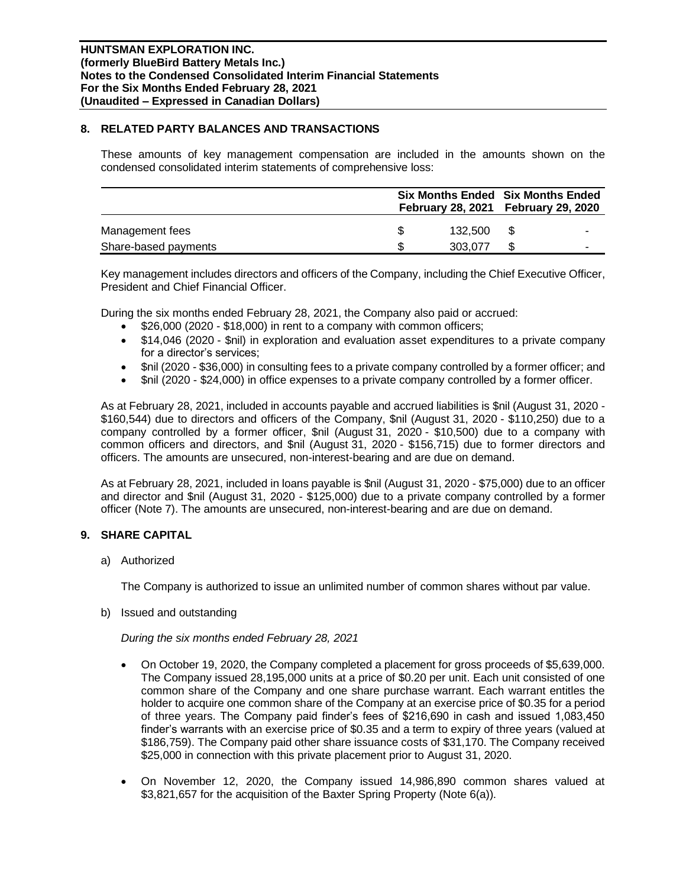## 8. RELATED PARTY BALANCES AND TRANSACTIONS

These amounts of key management compensation are included in the amounts shown on the condensed consolidated interim statements of comprehensive loss:

| | Six Months Ended February 28, 2021 | Six Months Ended February 29, 2020 |
|---|---|---|
| Management fees | $ 132,500 | $ - |
| Share-based payments | $ 303,077 | $ - |

Key management includes directors and officers of the Company, including the Chief Executive Officer, President and Chief Financial Officer.

During the six months ended February 28, 2021, the Company also paid or accrued:

- $26,000 (2020 - $18,000) in rent to a company with common officers;
- $14,046 (2020 - $nil) in exploration and evaluation asset expenditures to a private company for a director's services;
- $nil (2020 - $36,000) in consulting fees to a private company controlled by a former officer; and
- $nil (2020 - $24,000) in office expenses to a private company controlled by a former officer.

As at February 28, 2021, included in accounts payable and accrued liabilities is $nil (August 31, 2020 - $160,544) due to directors and officers of the Company, $nil (August 31, 2020 - $110,250) due to a company controlled by a former officer, $nil (August 31, 2020 - $10,500) due to a company with common officers and directors, and $nil (August 31, 2020 - $156,715) due to former directors and officers. The amounts are unsecured, non-interest-bearing and are due on demand.

As at February 28, 2021, included in loans payable is $nil (August 31, 2020 - $75,000) due to an officer and director and $nil (August 31, 2020 - $125,000) due to a private company controlled by a former officer (Note 7). The amounts are unsecured, non-interest-bearing and are due on demand.

## 9. SHARE CAPITAL

a) Authorized

The Company is authorized to issue an unlimited number of common shares without par value.

b) Issued and outstanding

*During the six months ended February 28, 2021*

- On October 19, 2020, the Company completed a placement for gross proceeds of $5,639,000. The Company issued 28,195,000 units at a price of $0.20 per unit. Each unit consisted of one common share of the Company and one share purchase warrant. Each warrant entitles the holder to acquire one common share of the Company at an exercise price of $0.35 for a period of three years. The Company paid finder's fees of $216,690 in cash and issued 1,083,450 finder's warrants with an exercise price of $0.35 and a term to expiry of three years (valued at $186,759). The Company paid other share issuance costs of $31,170. The Company received $25,000 in connection with this private placement prior to August 31, 2020.
- On November 12, 2020, the Company issued 14,986,890 common shares valued at $3,821,657 for the acquisition of the Baxter Spring Property (Note 6(a)).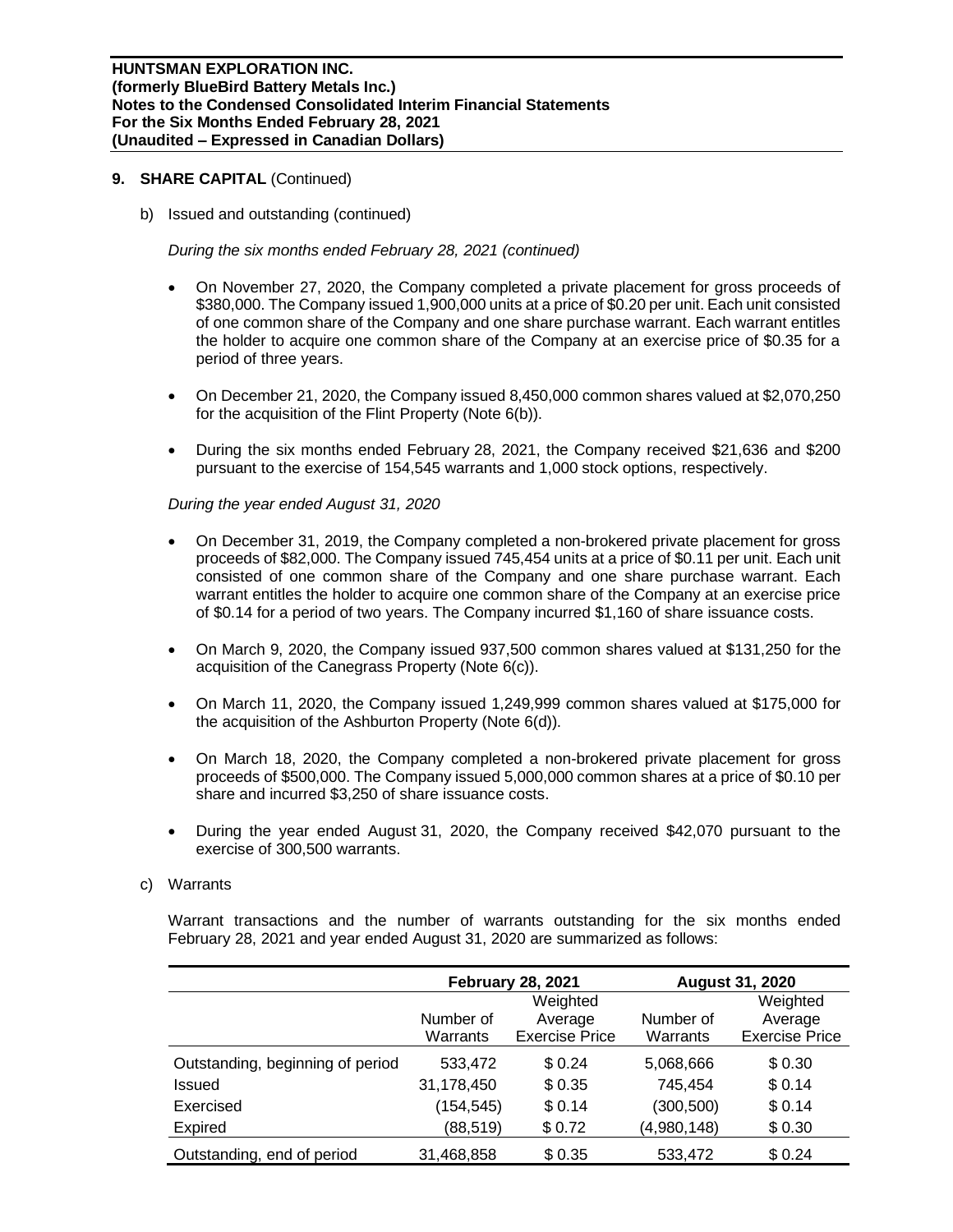## 9. SHARE CAPITAL (Continued)

b) Issued and outstanding (continued)

*During the six months ended February 28, 2021 (continued)*

- On November 27, 2020, the Company completed a private placement for gross proceeds of $380,000. The Company issued 1,900,000 units at a price of $0.20 per unit. Each unit consisted of one common share of the Company and one share purchase warrant. Each warrant entitles the holder to acquire one common share of the Company at an exercise price of $0.35 for a period of three years.
- On December 21, 2020, the Company issued 8,450,000 common shares valued at $2,070,250 for the acquisition of the Flint Property (Note 6(b)).
- During the six months ended February 28, 2021, the Company received $21,636 and $200 pursuant to the exercise of 154,545 warrants and 1,000 stock options, respectively.

*During the year ended August 31, 2020*

- On December 31, 2019, the Company completed a non-brokered private placement for gross proceeds of $82,000. The Company issued 745,454 units at a price of $0.11 per unit. Each unit consisted of one common share of the Company and one share purchase warrant. Each warrant entitles the holder to acquire one common share of the Company at an exercise price of $0.14 for a period of two years. The Company incurred $1,160 of share issuance costs.
- On March 9, 2020, the Company issued 937,500 common shares valued at $131,250 for the acquisition of the Canegrass Property (Note 6(c)).
- On March 11, 2020, the Company issued 1,249,999 common shares valued at $175,000 for the acquisition of the Ashburton Property (Note 6(d)).
- On March 18, 2020, the Company completed a non-brokered private placement for gross proceeds of $500,000. The Company issued 5,000,000 common shares at a price of $0.10 per share and incurred $3,250 of share issuance costs.
- During the year ended August 31, 2020, the Company received $42,070 pursuant to the exercise of 300,500 warrants.

c) Warrants

Warrant transactions and the number of warrants outstanding for the six months ended February 28, 2021 and year ended August 31, 2020 are summarized as follows:

| | February 28, 2021 | | August 31, 2020 | |
|---|---|---|---|---|
| | Number of Warrants | Weighted Average Exercise Price | Number of Warrants | Weighted Average Exercise Price |
| Outstanding, beginning of period | 533,472 | $ 0.24 | 5,068,666 | $ 0.30 |
| Issued | 31,178,450 | $ 0.35 | 745,454 | $ 0.14 |
| Exercised | (154,545) | $ 0.14 | (300,500) | $ 0.14 |
| Expired | (88,519) | $ 0.72 | (4,980,148) | $ 0.30 |
| Outstanding, end of period | 31,468,858 | $ 0.35 | 533,472 | $ 0.24 |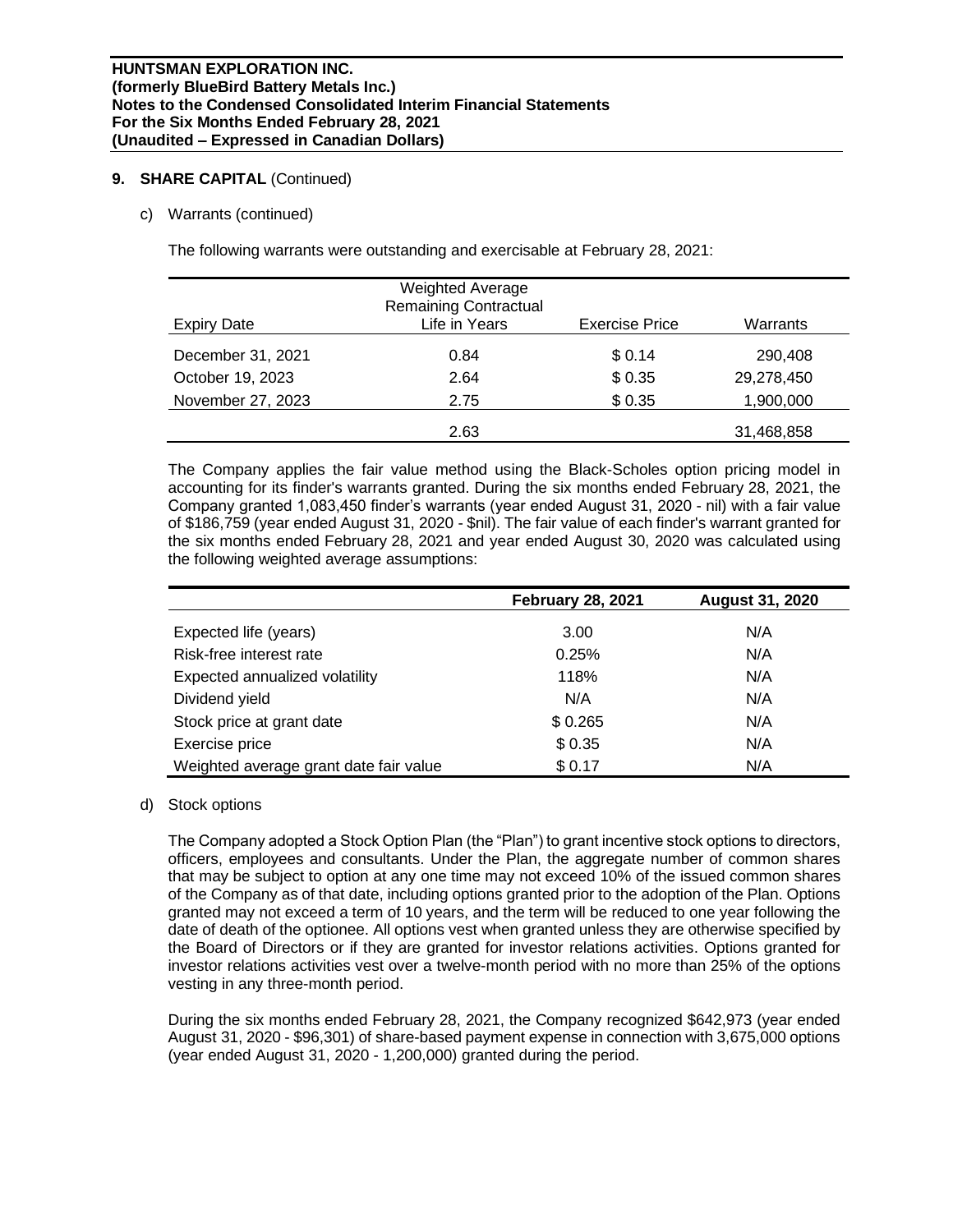## 9. SHARE CAPITAL (Continued)

c) Warrants (continued)

The following warrants were outstanding and exercisable at February 28, 2021:

| Expiry Date | Weighted Average Remaining Contractual Life in Years | Exercise Price | Warrants |
|---|---|---|---|
| December 31, 2021 | 0.84 | $ 0.14 | 290,408 |
| October 19, 2023 | 2.64 | $ 0.35 | 29,278,450 |
| November 27, 2023 | 2.75 | $ 0.35 | 1,900,000 |
| | 2.63 | | 31,468,858 |

The Company applies the fair value method using the Black-Scholes option pricing model in accounting for its finder's warrants granted. During the six months ended February 28, 2021, the Company granted 1,083,450 finder's warrants (year ended August 31, 2020 - nil) with a fair value of $186,759 (year ended August 31, 2020 - $nil). The fair value of each finder's warrant granted for the six months ended February 28, 2021 and year ended August 30, 2020 was calculated using the following weighted average assumptions:

| | February 28, 2021 | August 31, 2020 |
|---|---|---|
| Expected life (years) | 3.00 | N/A |
| Risk-free interest rate | 0.25% | N/A |
| Expected annualized volatility | 118% | N/A |
| Dividend yield | N/A | N/A |
| Stock price at grant date | $ 0.265 | N/A |
| Exercise price | $ 0.35 | N/A |
| Weighted average grant date fair value | $ 0.17 | N/A |

d) Stock options

The Company adopted a Stock Option Plan (the "Plan") to grant incentive stock options to directors, officers, employees and consultants. Under the Plan, the aggregate number of common shares that may be subject to option at any one time may not exceed 10% of the issued common shares of the Company as of that date, including options granted prior to the adoption of the Plan. Options granted may not exceed a term of 10 years, and the term will be reduced to one year following the date of death of the optionee. All options vest when granted unless they are otherwise specified by the Board of Directors or if they are granted for investor relations activities. Options granted for investor relations activities vest over a twelve-month period with no more than 25% of the options vesting in any three-month period.

During the six months ended February 28, 2021, the Company recognized $642,973 (year ended August 31, 2020 - $96,301) of share-based payment expense in connection with 3,675,000 options (year ended August 31, 2020 - 1,200,000) granted during the period.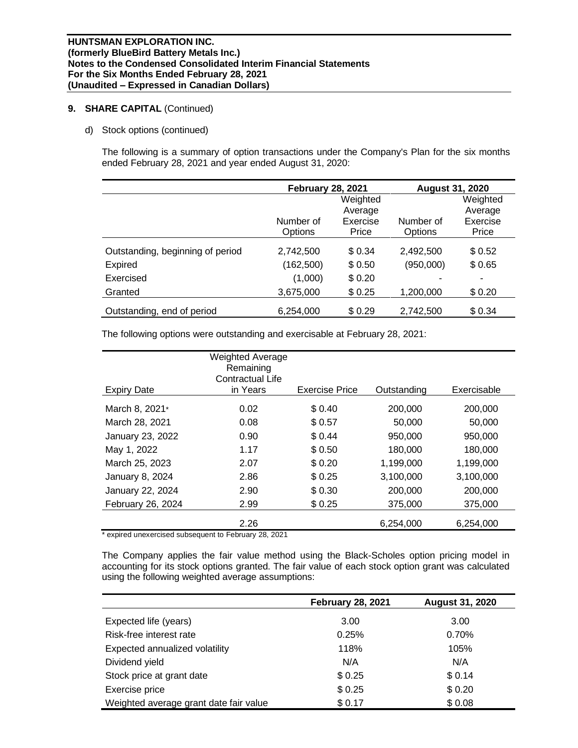## 9. SHARE CAPITAL (Continued)

d) Stock options (continued)

The following is a summary of option transactions under the Company's Plan for the six months ended February 28, 2021 and year ended August 31, 2020:

| | February 28, 2021 | | August 31, 2020 | |
|---|---|---|---|---|
| | Number of Options | Weighted Average Exercise Price | Number of Options | Weighted Average Exercise Price |
| Outstanding, beginning of period | 2,742,500 | $ 0.34 | 2,492,500 | $ 0.52 |
| Expired | (162,500) | $ 0.50 | (950,000) | $ 0.65 |
| Exercised | (1,000) | $ 0.20 | - | - |
| Granted | 3,675,000 | $ 0.25 | 1,200,000 | $ 0.20 |
| Outstanding, end of period | 6,254,000 | $ 0.29 | 2,742,500 | $ 0.34 |

The following options were outstanding and exercisable at February 28, 2021:

| Expiry Date | Weighted Average Remaining Contractual Life in Years | Exercise Price | Outstanding | Exercisable |
|---|---|---|---|---|
| March 8, 2021* | 0.02 | $ 0.40 | 200,000 | 200,000 |
| March 28, 2021 | 0.08 | $ 0.57 | 50,000 | 50,000 |
| January 23, 2022 | 0.90 | $ 0.44 | 950,000 | 950,000 |
| May 1, 2022 | 1.17 | $ 0.50 | 180,000 | 180,000 |
| March 25, 2023 | 2.07 | $ 0.20 | 1,199,000 | 1,199,000 |
| January 8, 2024 | 2.86 | $ 0.25 | 3,100,000 | 3,100,000 |
| January 22, 2024 | 2.90 | $ 0.30 | 200,000 | 200,000 |
| February 26, 2024 | 2.99 | $ 0.25 | 375,000 | 375,000 |
| | 2.26 | | 6,254,000 | 6,254,000 |

* expired unexercised subsequent to February 28, 2021

The Company applies the fair value method using the Black-Scholes option pricing model in accounting for its stock options granted. The fair value of each stock option grant was calculated using the following weighted average assumptions:

| | February 28, 2021 | August 31, 2020 |
|---|---|---|
| Expected life (years) | 3.00 | 3.00 |
| Risk-free interest rate | 0.25% | 0.70% |
| Expected annualized volatility | 118% | 105% |
| Dividend yield | N/A | N/A |
| Stock price at grant date | $ 0.25 | $ 0.14 |
| Exercise price | $ 0.25 | $ 0.20 |
| Weighted average grant date fair value | $ 0.17 | $ 0.08 |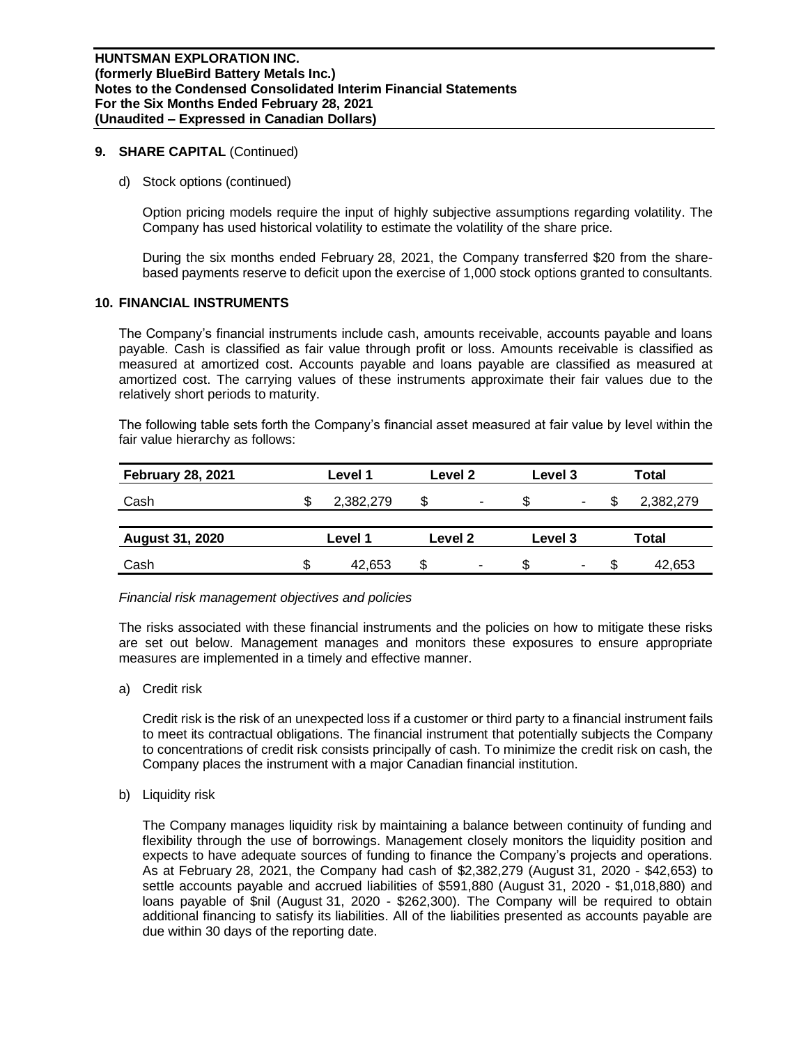**9. SHARE CAPITAL** (Continued)

d) Stock options (continued)

Option pricing models require the input of highly subjective assumptions regarding volatility. The Company has used historical volatility to estimate the volatility of the share price.

During the six months ended February 28, 2021, the Company transferred $20 from the share-based payments reserve to deficit upon the exercise of 1,000 stock options granted to consultants.

## 10. FINANCIAL INSTRUMENTS

The Company's financial instruments include cash, amounts receivable, accounts payable and loans payable. Cash is classified as fair value through profit or loss. Amounts receivable is classified as measured at amortized cost. Accounts payable and loans payable are classified as measured at amortized cost. The carrying values of these instruments approximate their fair values due to the relatively short periods to maturity.

The following table sets forth the Company's financial asset measured at fair value by level within the fair value hierarchy as follows:

| **February 28, 2021** | **Level 1** | **Level 2** | **Level 3** | **Total** |
|---|---|---|---|---|
| Cash | $ 2,382,279 | $ - | $ - | $ 2,382,279 |
| **August 31, 2020** | **Level 1** | **Level 2** | **Level 3** | **Total** |
| Cash | $ 42,653 | $ - | $ - | $ 42,653 |

*Financial risk management objectives and policies*

The risks associated with these financial instruments and the policies on how to mitigate these risks are set out below. Management manages and monitors these exposures to ensure appropriate measures are implemented in a timely and effective manner.

a) Credit risk

Credit risk is the risk of an unexpected loss if a customer or third party to a financial instrument fails to meet its contractual obligations. The financial instrument that potentially subjects the Company to concentrations of credit risk consists principally of cash. To minimize the credit risk on cash, the Company places the instrument with a major Canadian financial institution.

b) Liquidity risk

The Company manages liquidity risk by maintaining a balance between continuity of funding and flexibility through the use of borrowings. Management closely monitors the liquidity position and expects to have adequate sources of funding to finance the Company's projects and operations. As at February 28, 2021, the Company had cash of $2,382,279 (August 31, 2020 - $42,653) to settle accounts payable and accrued liabilities of $591,880 (August 31, 2020 - $1,018,880) and loans payable of $nil (August 31, 2020 - $262,300). The Company will be required to obtain additional financing to satisfy its liabilities. All of the liabilities presented as accounts payable are due within 30 days of the reporting date.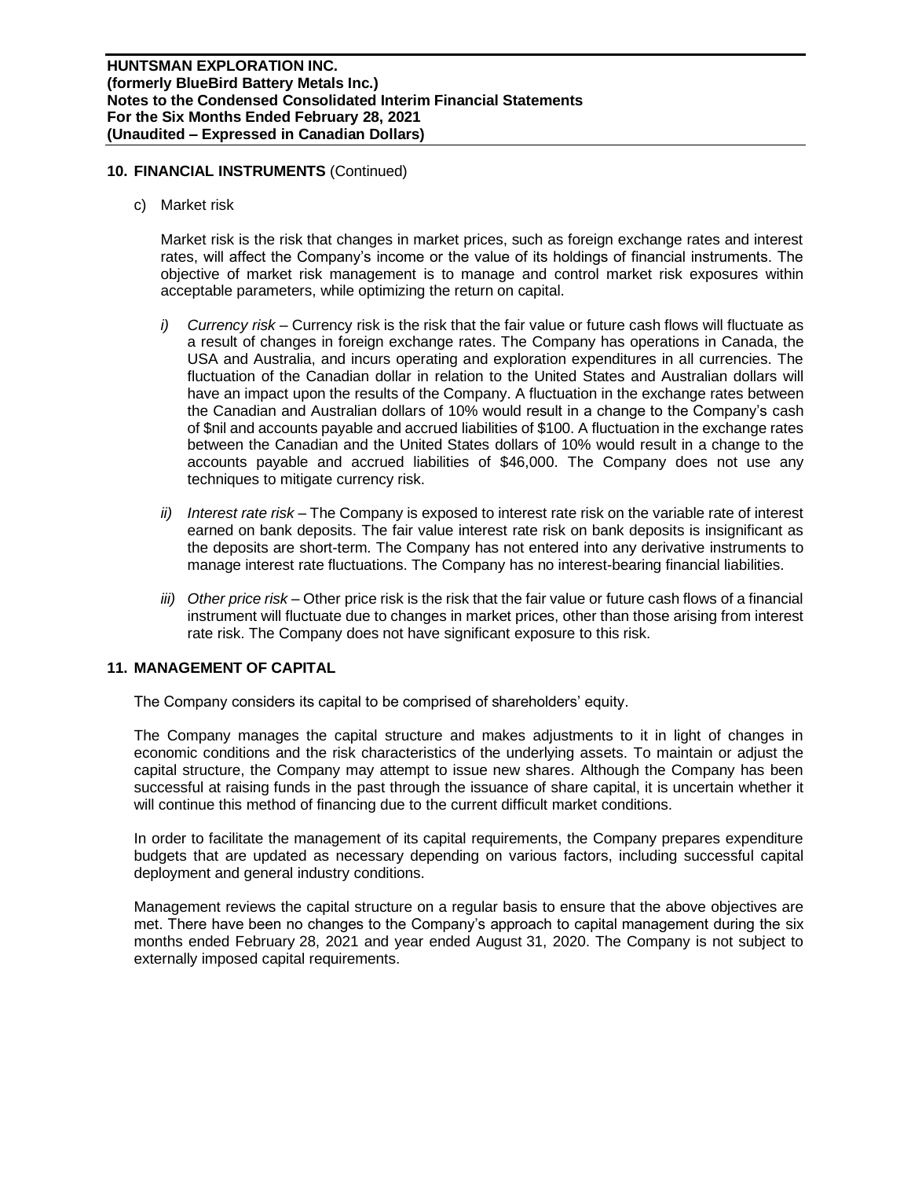**10. FINANCIAL INSTRUMENTS** (Continued)

c) Market risk

Market risk is the risk that changes in market prices, such as foreign exchange rates and interest rates, will affect the Company's income or the value of its holdings of financial instruments. The objective of market risk management is to manage and control market risk exposures within acceptable parameters, while optimizing the return on capital.

*i) Currency risk* – Currency risk is the risk that the fair value or future cash flows will fluctuate as a result of changes in foreign exchange rates. The Company has operations in Canada, the USA and Australia, and incurs operating and exploration expenditures in all currencies. The fluctuation of the Canadian dollar in relation to the United States and Australian dollars will have an impact upon the results of the Company. A fluctuation in the exchange rates between the Canadian and Australian dollars of 10% would result in a change to the Company's cash of $nil and accounts payable and accrued liabilities of $100. A fluctuation in the exchange rates between the Canadian and the United States dollars of 10% would result in a change to the accounts payable and accrued liabilities of $46,000. The Company does not use any techniques to mitigate currency risk.

*ii) Interest rate risk* – The Company is exposed to interest rate risk on the variable rate of interest earned on bank deposits. The fair value interest rate risk on bank deposits is insignificant as the deposits are short-term. The Company has not entered into any derivative instruments to manage interest rate fluctuations. The Company has no interest-bearing financial liabilities.

*iii) Other price risk* – Other price risk is the risk that the fair value or future cash flows of a financial instrument will fluctuate due to changes in market prices, other than those arising from interest rate risk. The Company does not have significant exposure to this risk.

**11. MANAGEMENT OF CAPITAL**

The Company considers its capital to be comprised of shareholders' equity.

The Company manages the capital structure and makes adjustments to it in light of changes in economic conditions and the risk characteristics of the underlying assets. To maintain or adjust the capital structure, the Company may attempt to issue new shares. Although the Company has been successful at raising funds in the past through the issuance of share capital, it is uncertain whether it will continue this method of financing due to the current difficult market conditions.

In order to facilitate the management of its capital requirements, the Company prepares expenditure budgets that are updated as necessary depending on various factors, including successful capital deployment and general industry conditions.

Management reviews the capital structure on a regular basis to ensure that the above objectives are met. There have been no changes to the Company's approach to capital management during the six months ended February 28, 2021 and year ended August 31, 2020. The Company is not subject to externally imposed capital requirements.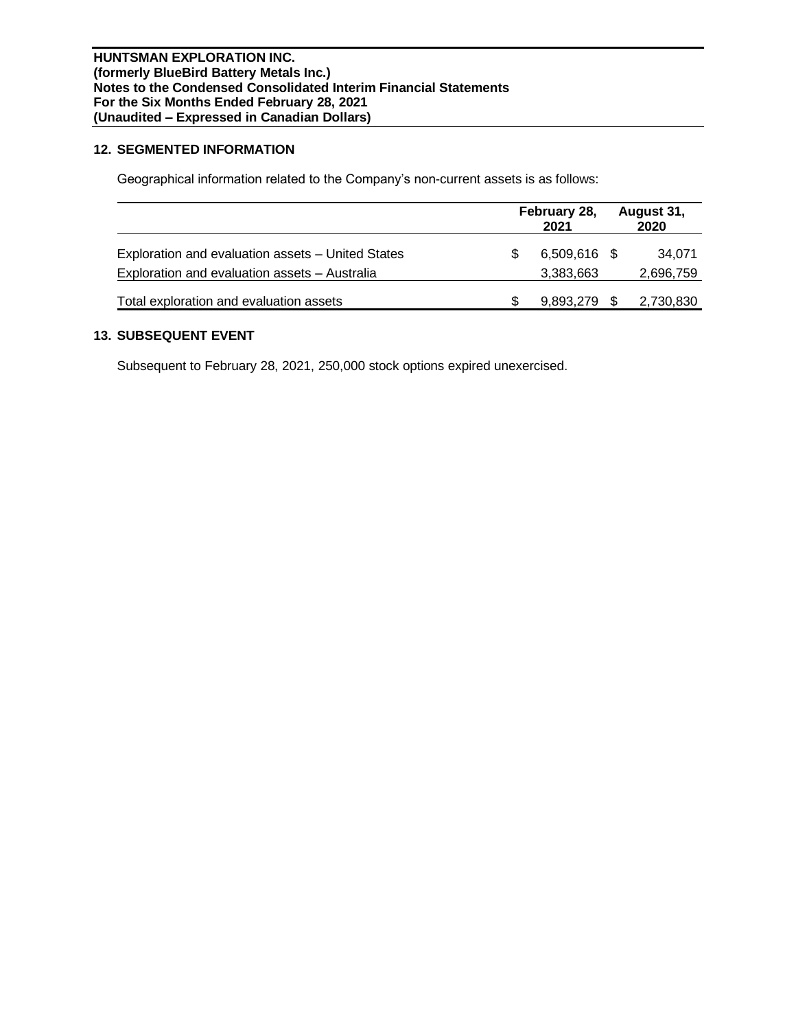## 12. SEGMENTED INFORMATION

Geographical information related to the Company's non-current assets is as follows:

| | February 28, 2021 | August 31, 2020 |
|---|---|---|
| Exploration and evaluation assets – United States | $ 6,509,616 | $ 34,071 |
| Exploration and evaluation assets – Australia | 3,383,663 | 2,696,759 |
| Total exploration and evaluation assets | $ 9,893,279 | $ 2,730,830 |

## 13. SUBSEQUENT EVENT

Subsequent to February 28, 2021, 250,000 stock options expired unexercised.